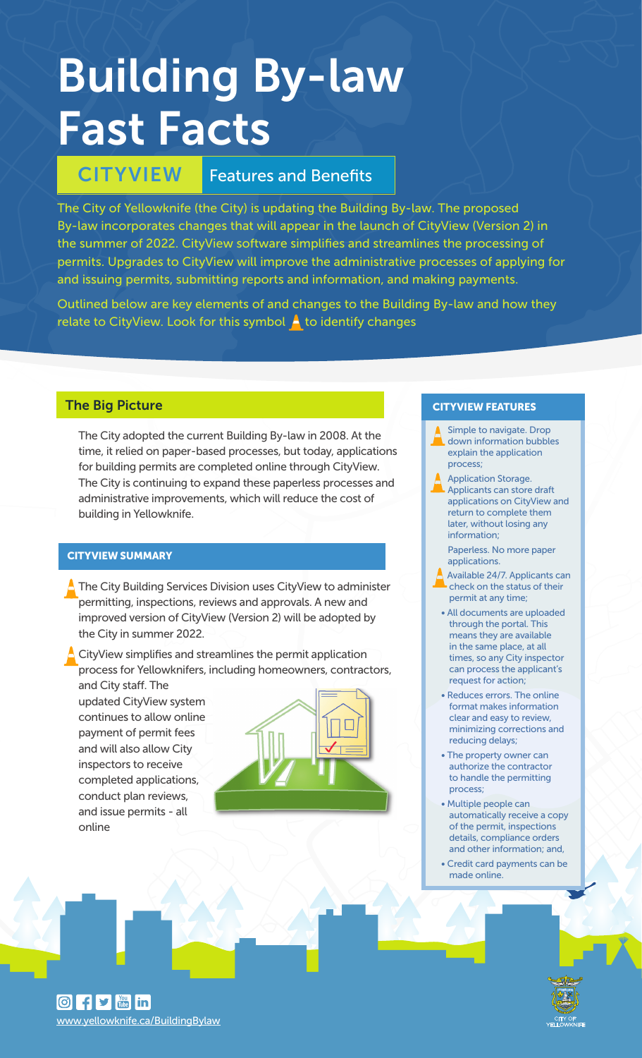# Building By-law Fast Facts

## CITYVIEW Features and Benefits

The City of Yellowknife (the City) is updating the Building By-law. The proposed By-law incorporates changes that will appear in the launch of CityView (Version 2) in the summer of 2022. CityView software simplifies and streamlines the processing of permits. Upgrades to CityView will improve the administrative processes of applying for and issuing permits, submitting reports and information, and making payments.

Outlined below are key elements of and changes to the Building By-law and how they relate to CityView. Look for this symbol to identify changes

### The Big Picture

The City adopted the current Building By-law in 2008. At the time, it relied on paper-based processes, but today, applications for building permits are completed online through CityView. The City is continuing to expand these paperless processes and administrative improvements, which will reduce the cost of building in Yellowknife.

### CITYVIEW SUMMARY

- The City Building Services Division uses CityView to administer permitting, inspections, reviews and approvals. A new and improved version of CityView (Version 2) will be adopted by the City in summer 2022.
- CityView simplifies and streamlines the permit application process for Yellowknifers, including homeowners, contractors, and City staff. The updated CityView system continues to allow online payment of permit fees and will also allow City inspectors to receive completed applications, conduct plan reviews, and issue permits - all online

### CITYVIEW FEATURES

- Simple to navigate. Drop down information bubbles explain the application process;
- Application Storage. Applicants can store draft applications on CityView and return to complete them later, without losing any information;
- Paperless. No more paper applications.
- Available 24/7. Applicants can check on the status of their permit at any time;
- All documents are uploaded through the portal. This means they are available in the same place, at all times, so any City inspector can process the applicant's request for action;
- Reduces errors. The online format makes information clear and easy to review, minimizing corrections and reducing delays;
- The property owner can authorize the contractor to handle the permitting process;
- Multiple people can automatically receive a copy of the permit, inspections details, compliance orders and other information; and,
- Credit card payments can be made online.

www.yellowknife.ca/BuildingBylaw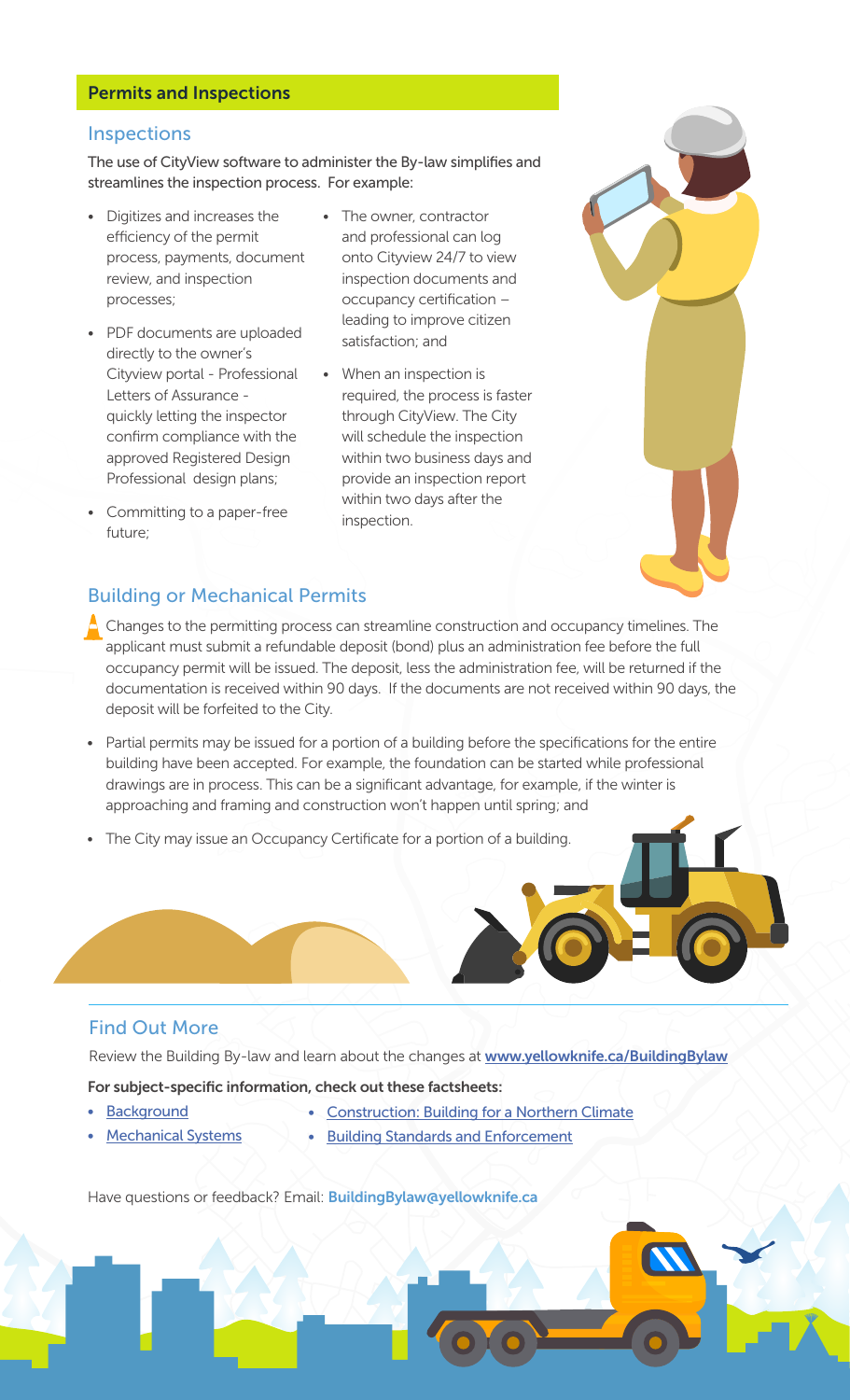## Permits and Inspections

### Inspections

The use of CityView software to administer the By-law simplifies and streamlines the inspection process. For example:

- Digitizes and increases the efficiency of the permit process, payments, document review, and inspection processes;
- PDF documents are uploaded directly to the owner's Cityview portal - Professional Letters of Assurance - quickly letting the inspector confirm compliance with the approved Registered Design Professional design plans;
- Committing to a paper-free future;
- The owner, contractor and professional can log onto Cityview 24/7 to view inspection documents and occupancy certification – leading to improve citizen satisfaction; and
- When an inspection is required, the process is faster through CityView. The City will schedule the inspection within two business days and provide an inspection report within two days after the inspection.

### Building or Mechanical Permits

Changes to the permitting process can streamline construction and occupancy timelines. The applicant must submit a refundable deposit (bond) plus an administration fee before the full occupancy permit will be issued. The deposit, less the administration fee, will be returned if the documentation is received within 90 days. If the documents are not received within 90 days, the deposit will be forfeited to the City.

- Partial permits may be issued for a portion of a building before the specifications for the entire building have been accepted. For example, the foundation can be started while professional drawings are in process. This can be a significant advantage, for example, if the winter is approaching and framing and construction won't happen until spring; and
- The City may issue an Occupancy Certificate for a portion of a building.

### Find Out More

Review the Building By-law and learn about the changes at **www.yellowknife.ca/BuildingBylaw**

**For subject-specific information, check out these factsheets:**

- Background
- Mechanical Systems
- Construction: Building for a Northern Climate
- Building Standards and Enforcement

Have questions or feedback? Email: **BuildingBylaw@yellowknife.ca**